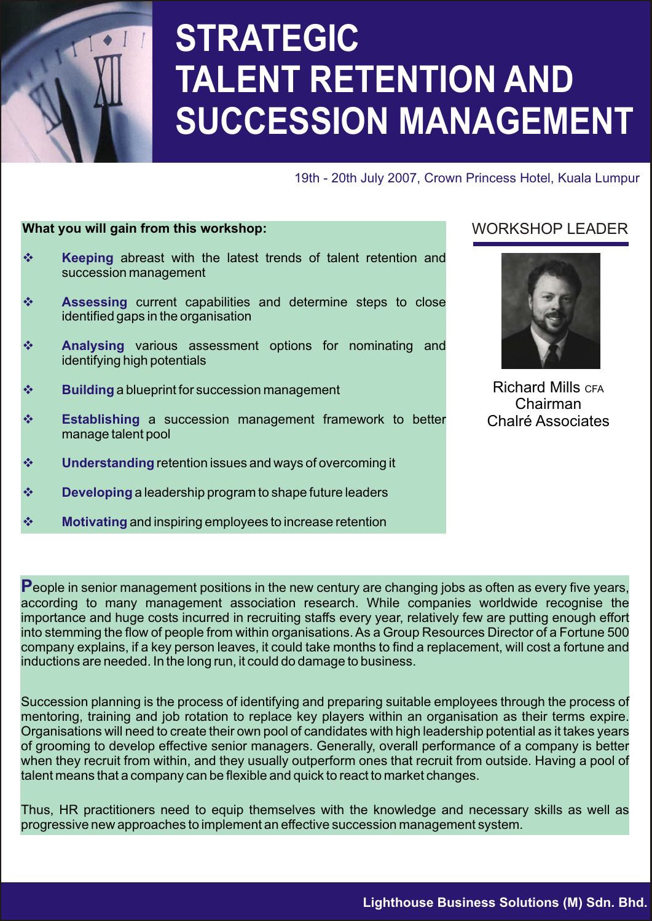# STRATEGIC TALENT RETENTION AND SUCCESSION MANAGEMENT

19th - 20th July 2007, Crown Princess Hotel, Kuala Lumpur

**What you will gain from this workshop:**

- **Keeping** abreast with the latest trends of talent retention and succession management
- **Assessing** current capabilities and determine steps to close identified gaps in the organisation
- **Analysing** various assessment options for nominating and identifying high potentials
- **Building** a blueprint for succession management
- **Establishing** a succession management framework to better manage talent pool
- **Understanding** retention issues and ways of overcoming it
- **Developing** a leadership program to shape future leaders
- **Motivating** and inspiring employees to increase retention

## WORKSHOP LEADER

Richard Mills CFA
Chairman
Chalré Associates

People in senior management positions in the new century are changing jobs as often as every five years, according to many management association research. While companies worldwide recognise the importance and huge costs incurred in recruiting staffs every year, relatively few are putting enough effort into stemming the flow of people from within organisations. As a Group Resources Director of a Fortune 500 company explains, if a key person leaves, it could take months to find a replacement, will cost a fortune and inductions are needed. In the long run, it could do damage to business.

Succession planning is the process of identifying and preparing suitable employees through the process of mentoring, training and job rotation to replace key players within an organisation as their terms expire. Organisations will need to create their own pool of candidates with high leadership potential as it takes years of grooming to develop effective senior managers. Generally, overall performance of a company is better when they recruit from within, and they usually outperform ones that recruit from outside. Having a pool of talent means that a company can be flexible and quick to react to market changes.

Thus, HR practitioners need to equip themselves with the knowledge and necessary skills as well as progressive new approaches to implement an effective succession management system.

**Lighthouse Business Solutions (M) Sdn. Bhd.**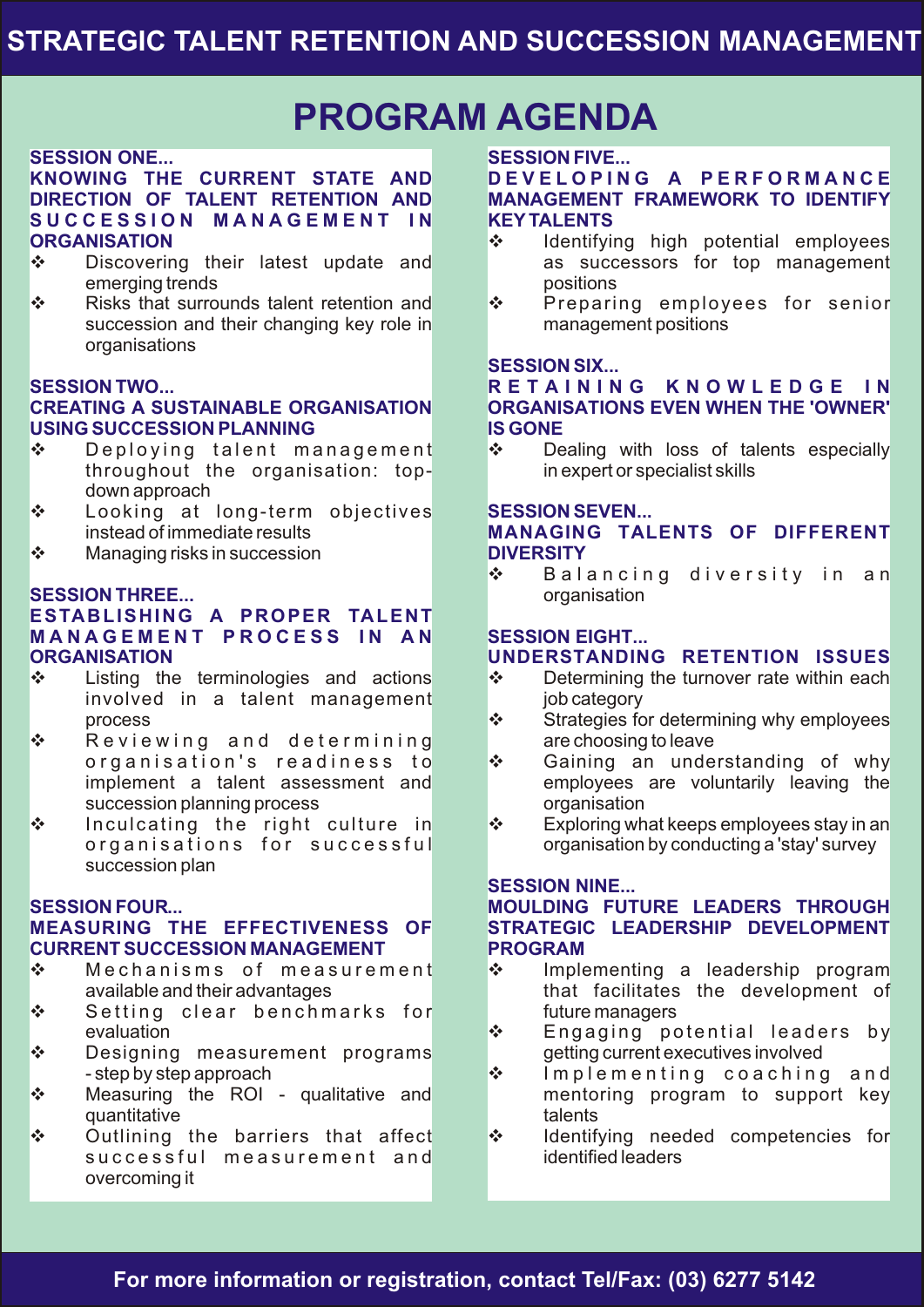# STRATEGIC TALENT RETENTION AND SUCCESSION MANAGEMENT

## PROGRAM AGENDA

### SESSION ONE...
### KNOWING THE CURRENT STATE AND DIRECTION OF TALENT RETENTION AND SUCCESSION MANAGEMENT IN ORGANISATION

- Discovering their latest update and emerging trends
- Risks that surrounds talent retention and succession and their changing key role in organisations

### SESSION TWO...
### CREATING A SUSTAINABLE ORGANISATION USING SUCCESSION PLANNING

- Deploying talent management throughout the organisation: top-down approach
- Looking at long-term objectives instead of immediate results
- Managing risks in succession

### SESSION THREE...
### ESTABLISHING A PROPER TALENT MANAGEMENT PROCESS IN AN ORGANISATION

- Listing the terminologies and actions involved in a talent management process
- Reviewing and determining organisation's readiness to implement a talent assessment and succession planning process
- Inculcating the right culture in organisations for successful succession plan

### SESSION FOUR...
### MEASURING THE EFFECTIVENESS OF CURRENT SUCCESSION MANAGEMENT

- Mechanisms of measurement available and their advantages
- Setting clear benchmarks for evaluation
- Designing measurement programs - step by step approach
- Measuring the ROI - qualitative and quantitative
- Outlining the barriers that affect successful measurement and overcoming it

### SESSION FIVE...
### DEVELOPING A PERFORMANCE MANAGEMENT FRAMEWORK TO IDENTIFY KEY TALENTS

- Identifying high potential employees as successors for top management positions
- Preparing employees for senior management positions

### SESSION SIX...
### RETAINING KNOWLEDGE IN ORGANISATIONS EVEN WHEN THE 'OWNER' IS GONE

- Dealing with loss of talents especially in expert or specialist skills

### SESSION SEVEN...
### MANAGING TALENTS OF DIFFERENT DIVERSITY

- Balancing diversity in an organisation

### SESSION EIGHT...
### UNDERSTANDING RETENTION ISSUES

- Determining the turnover rate within each job category
- Strategies for determining why employees are choosing to leave
- Gaining an understanding of why employees are voluntarily leaving the organisation
- Exploring what keeps employees stay in an organisation by conducting a 'stay' survey

### SESSION NINE...
### MOULDING FUTURE LEADERS THROUGH STRATEGIC LEADERSHIP DEVELOPMENT PROGRAM

- Implementing a leadership program that facilitates the development of future managers
- Engaging potential leaders by getting current executives involved
- Implementing coaching and mentoring program to support key talents
- Identifying needed competencies for identified leaders

**For more information or registration, contact Tel/Fax: (03) 6277 5142**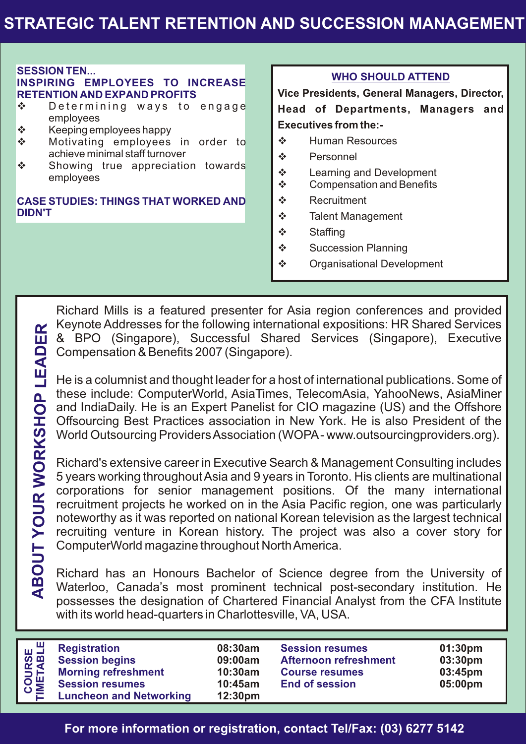# STRATEGIC TALENT RETENTION AND SUCCESSION MANAGEMENT

**SESSION TEN...**
**INSPIRING EMPLOYEES TO INCREASE RETENTION AND EXPAND PROFITS**

- Determining ways to engage employees
- Keeping employees happy
- Motivating employees in order to achieve minimal staff turnover
- Showing true appreciation towards employees

**CASE STUDIES: THINGS THAT WORKED AND DIDN'T**

## WHO SHOULD ATTEND

**Vice Presidents, General Managers, Director, Head of Departments, Managers and Executives from the:-**

- Human Resources
- Personnel
- Learning and Development
- Compensation and Benefits
- Recruitment
- Talent Management
- Staffing
- Succession Planning
- Organisational Development

## ABOUT YOUR WORKSHOP LEADER

Richard Mills is a featured presenter for Asia region conferences and provided Keynote Addresses for the following international expositions: HR Shared Services & BPO (Singapore), Successful Shared Services (Singapore), Executive Compensation & Benefits 2007 (Singapore).

He is a columnist and thought leader for a host of international publications. Some of these include: ComputerWorld, AsiaTimes, TelecomAsia, YahooNews, AsiaMiner and IndiaDaily. He is an Expert Panelist for CIO magazine (US) and the Offshore Offsourcing Best Practices association in New York. He is also President of the World Outsourcing Providers Association (WOPA - www.outsourcingproviders.org).

Richard's extensive career in Executive Search & Management Consulting includes 5 years working throughout Asia and 9 years in Toronto. His clients are multinational corporations for senior management positions. Of the many international recruitment projects he worked on in the Asia Pacific region, one was particularly noteworthy as it was reported on national Korean television as the largest technical recruiting venture in Korean history. The project was also a cover story for ComputerWorld magazine throughout North America.

Richard has an Honours Bachelor of Science degree from the University of Waterloo, Canada's most prominent technical post-secondary institution. He possesses the designation of Chartered Financial Analyst from the CFA Institute with its world head-quarters in Charlottesville, VA, USA.

## COURSE TIMETABLE

| | | | |
|---|---|---|---|
| **Registration** | **08:30am** | **Session resumes** | **01:30pm** |
| **Session begins** | **09:00am** | **Afternoon refreshment** | **03:30pm** |
| **Morning refreshment** | **10:30am** | **Course resumes** | **03:45pm** |
| **Session resumes** | **10:45am** | **End of session** | **05:00pm** |
| **Luncheon and Networking** | **12:30pm** | | |

**For more information or registration, contact Tel/Fax: (03) 6277 5142**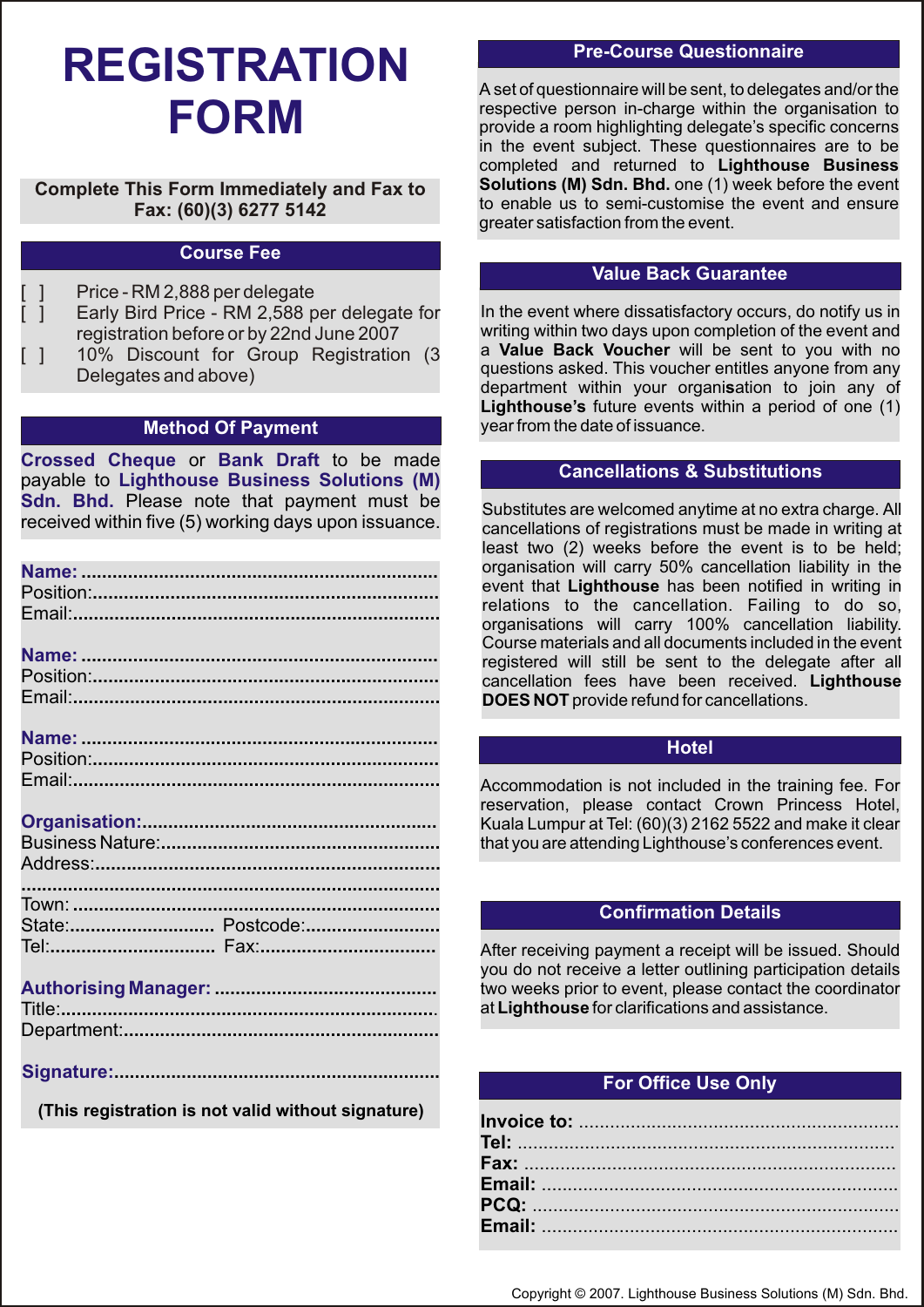# REGISTRATION FORM

**Complete This Form Immediately and Fax to Fax: (60)(3) 6277 5142**

## Course Fee

[ ] Price - RM 2,888 per delegate
[ ] Early Bird Price - RM 2,588 per delegate for registration before or by 22nd June 2007
[ ] 10% Discount for Group Registration (3 Delegates and above)

## Method Of Payment

**Crossed Cheque** or **Bank Draft** to be made payable to **Lighthouse Business Solutions (M) Sdn. Bhd.** Please note that payment must be received within five (5) working days upon issuance.

**Name:** ..................................................................
Position:..................................................................
Email:......................................................................

**Name:** ..................................................................
Position:..................................................................
Email:......................................................................

**Name:** ..................................................................
Position:..................................................................
Email:......................................................................

**Organisation:**........................................................
Business Nature:.....................................................
Address:..................................................................
...............................................................................
Town: .....................................................................
State:............................ Postcode:..........................
Tel:............................... Fax:.................................

**Authorising Manager:** ..........................................
Title:........................................................................
Department:............................................................

**Signature:**.............................................................

**(This registration is not valid without signature)**

## Pre-Course Questionnaire

A set of questionnaire will be sent, to delegates and/or the respective person in-charge within the organisation to provide a room highlighting delegate's specific concerns in the event subject. These questionnaires are to be completed and returned to **Lighthouse Business Solutions (M) Sdn. Bhd.** one (1) week before the event to enable us to semi-customise the event and ensure greater satisfaction from the event.

## Value Back Guarantee

In the event where dissatisfactory occurs, do notify us in writing within two days upon completion of the event and a **Value Back Voucher** will be sent to you with no questions asked. This voucher entitles anyone from any department within your organisation to join any of **Lighthouse's** future events within a period of one (1) year from the date of issuance.

## Cancellations & Substitutions

Substitutes are welcomed anytime at no extra charge. All cancellations of registrations must be made in writing at least two (2) weeks before the event is to be held; organisation will carry 50% cancellation liability in the event that **Lighthouse** has been notified in writing in relations to the cancellation. Failing to do so, organisations will carry 100% cancellation liability. Course materials and all documents included in the event registered will still be sent to the delegate after all cancellation fees have been received. **Lighthouse DOES NOT** provide refund for cancellations.

## Hotel

Accommodation is not included in the training fee. For reservation, please contact Crown Princess Hotel, Kuala Lumpur at Tel: (60)(3) 2162 5522 and make it clear that you are attending Lighthouse's conferences event.

## Confirmation Details

After receiving payment a receipt will be issued. Should you do not receive a letter outlining participation details two weeks prior to event, please contact the coordinator at **Lighthouse** for clarifications and assistance.

## For Office Use Only

**Invoice to:** ............................................................
**Tel:** .......................................................................
**Fax:** ......................................................................
**Email:** ...................................................................
**PCQ:** .....................................................................
**Email:** ...................................................................

Copyright © 2007. Lighthouse Business Solutions (M) Sdn. Bhd.